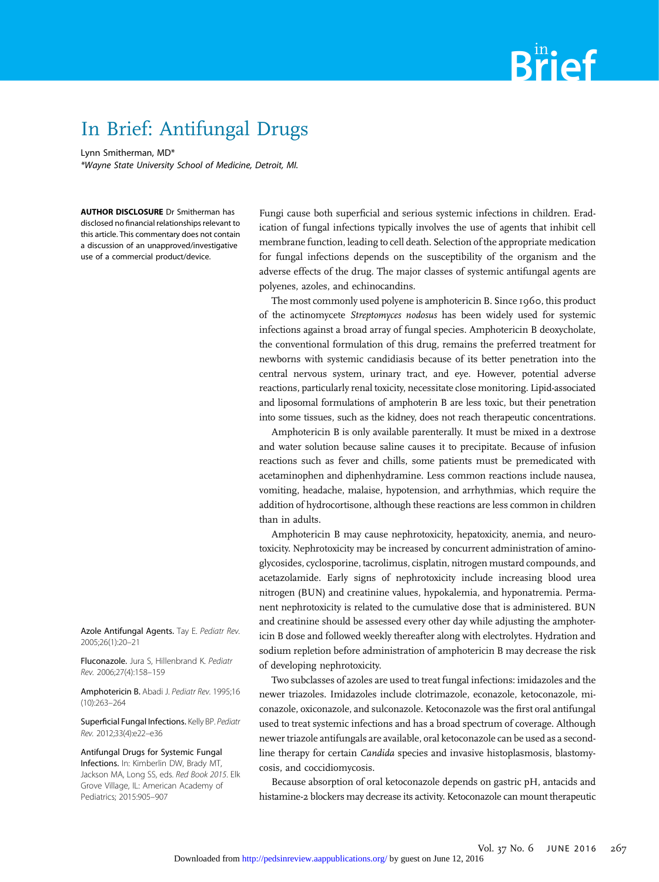# In Brief: Antifungal Drugs

Lynn Smitherman, MD*

*Wayne State University School of Medicine, Detroit, MI.

**AUTHOR DISCLOSURE** Dr Smitherman has disclosed no financial relationships relevant to this article. This commentary does not contain a discussion of an unapproved/investigative use of a commercial product/device.

Fungi cause both superficial and serious systemic infections in children. Eradication of fungal infections typically involves the use of agents that inhibit cell membrane function, leading to cell death. Selection of the appropriate medication for fungal infections depends on the susceptibility of the organism and the adverse effects of the drug. The major classes of systemic antifungal agents are polyenes, azoles, and echinocandins.

The most commonly used polyene is amphotericin B. Since 1960, this product of the actinomycete *Streptomyces nodosus* has been widely used for systemic infections against a broad array of fungal species. Amphotericin B deoxycholate, the conventional formulation of this drug, remains the preferred treatment for newborns with systemic candidiasis because of its better penetration into the central nervous system, urinary tract, and eye. However, potential adverse reactions, particularly renal toxicity, necessitate close monitoring. Lipid-associated and liposomal formulations of amphoterin B are less toxic, but their penetration into some tissues, such as the kidney, does not reach therapeutic concentrations.

Amphotericin B is only available parenterally. It must be mixed in a dextrose and water solution because saline causes it to precipitate. Because of infusion reactions such as fever and chills, some patients must be premedicated with acetaminophen and diphenhydramine. Less common reactions include nausea, vomiting, headache, malaise, hypotension, and arrhythmias, which require the addition of hydrocortisone, although these reactions are less common in children than in adults.

Amphotericin B may cause nephrotoxicity, hepatoxicity, anemia, and neurotoxicity. Nephrotoxicity may be increased by concurrent administration of aminoglycosides, cyclosporine, tacrolimus, cisplatin, nitrogen mustard compounds, and acetazolamide. Early signs of nephrotoxicity include increasing blood urea nitrogen (BUN) and creatinine values, hypokalemia, and hyponatremia. Permanent nephrotoxicity is related to the cumulative dose that is administered. BUN and creatinine should be assessed every other day while adjusting the amphotericin B dose and followed weekly thereafter along with electrolytes. Hydration and sodium repletion before administration of amphotericin B may decrease the risk of developing nephrotoxicity.

Two subclasses of azoles are used to treat fungal infections: imidazoles and the newer triazoles. Imidazoles include clotrimazole, econazole, ketoconazole, miconazole, oxiconazole, and sulconazole. Ketoconazole was the first oral antifungal used to treat systemic infections and has a broad spectrum of coverage. Although newer triazole antifungals are available, oral ketoconazole can be used as a second-line therapy for certain *Candida* species and invasive histoplasmosis, blastomycosis, and coccidiomycosis.

Because absorption of oral ketoconazole depends on gastric pH, antacids and histamine-2 blockers may decrease its activity. Ketoconazole can mount therapeutic

**Azole Antifungal Agents.** Tay E. *Pediatr Rev.* 2005;26(1):20–21

**Fluconazole.** Jura S, Hillenbrand K. *Pediatr Rev.* 2006;27(4):158–159

**Amphotericin B.** Abadi J. *Pediatr Rev.* 1995;16 (10):263–264

**Superficial Fungal Infections.** Kelly BP. *Pediatr Rev.* 2012;33(4):e22–e36

**Antifungal Drugs for Systemic Fungal Infections.** In: Kimberlin DW, Brady MT, Jackson MA, Long SS, eds. *Red Book 2015.* Elk Grove Village, IL: American Academy of Pediatrics; 2015:905–907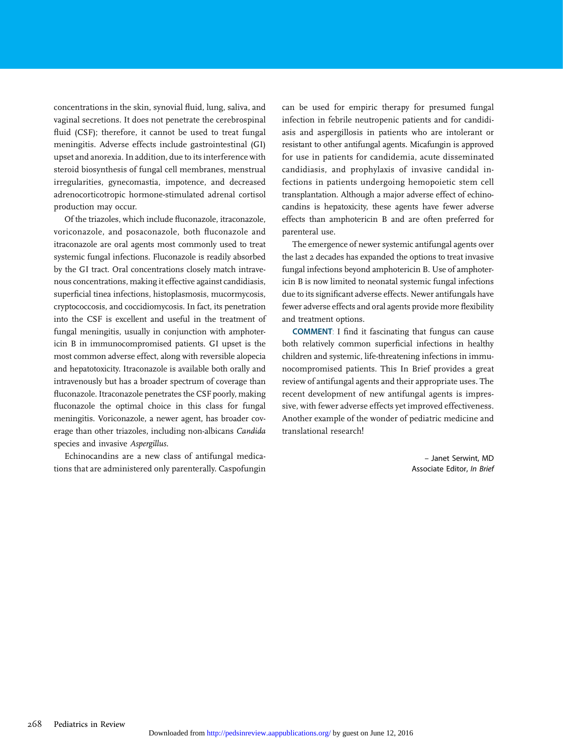concentrations in the skin, synovial fluid, lung, saliva, and vaginal secretions. It does not penetrate the cerebrospinal fluid (CSF); therefore, it cannot be used to treat fungal meningitis. Adverse effects include gastrointestinal (GI) upset and anorexia. In addition, due to its interference with steroid biosynthesis of fungal cell membranes, menstrual irregularities, gynecomastia, impotence, and decreased adrenocorticotropic hormone-stimulated adrenal cortisol production may occur.

Of the triazoles, which include fluconazole, itraconazole, voriconazole, and posaconazole, both fluconazole and itraconazole are oral agents most commonly used to treat systemic fungal infections. Fluconazole is readily absorbed by the GI tract. Oral concentrations closely match intravenous concentrations, making it effective against candidiasis, superficial tinea infections, histoplasmosis, mucormycosis, cryptococcosis, and coccidiomycosis. In fact, its penetration into the CSF is excellent and useful in the treatment of fungal meningitis, usually in conjunction with amphotericin B in immunocompromised patients. GI upset is the most common adverse effect, along with reversible alopecia and hepatotoxicity. Itraconazole is available both orally and intravenously but has a broader spectrum of coverage than fluconazole. Itraconazole penetrates the CSF poorly, making fluconazole the optimal choice in this class for fungal meningitis. Voriconazole, a newer agent, has broader coverage than other triazoles, including non-albicans *Candida* species and invasive *Aspergillus*.

Echinocandins are a new class of antifungal medications that are administered only parenterally. Caspofungin can be used for empiric therapy for presumed fungal infection in febrile neutropenic patients and for candidiasis and aspergillosis in patients who are intolerant or resistant to other antifungal agents. Micafungin is approved for use in patients for candidemia, acute disseminated candidiasis, and prophylaxis of invasive candidal infections in patients undergoing hemopoietic stem cell transplantation. Although a major adverse effect of echinocandins is hepatoxicity, these agents have fewer adverse effects than amphotericin B and are often preferred for parenteral use.

The emergence of newer systemic antifungal agents over the last 2 decades has expanded the options to treat invasive fungal infections beyond amphotericin B. Use of amphotericin B is now limited to neonatal systemic fungal infections due to its significant adverse effects. Newer antifungals have fewer adverse effects and oral agents provide more flexibility and treatment options.

**COMMENT**: I find it fascinating that fungus can cause both relatively common superficial infections in healthy children and systemic, life-threatening infections in immunocompromised patients. This In Brief provides a great review of antifungal agents and their appropriate uses. The recent development of new antifungal agents is impressive, with fewer adverse effects yet improved effectiveness. Another example of the wonder of pediatric medicine and translational research!

– Janet Serwint, MD
Associate Editor, *In Brief*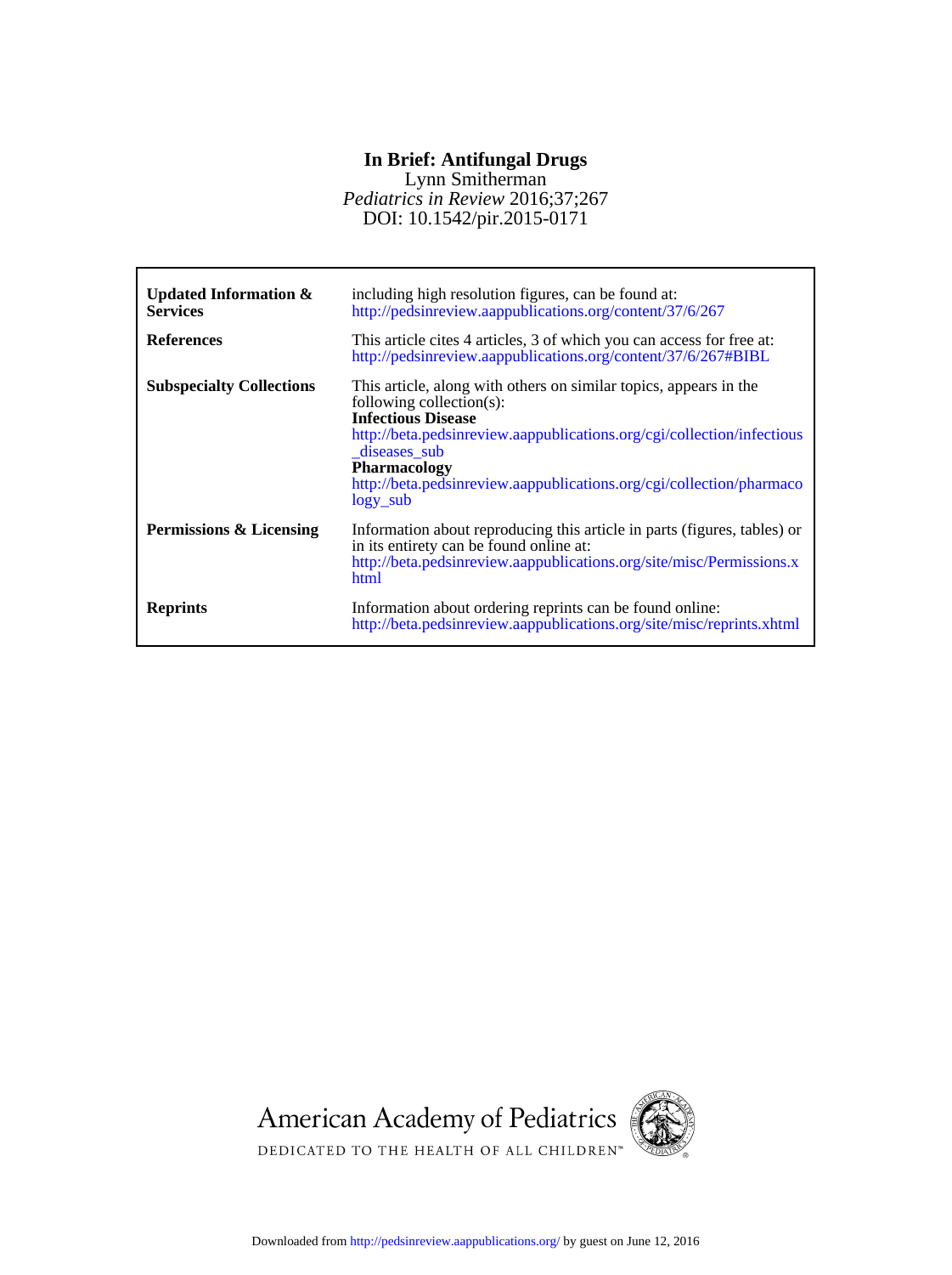**In Brief: Antifungal Drugs**
Lynn Smitherman
*Pediatrics in Review* 2016;37;267
DOI: 10.1542/pir.2015-0171

| | |
|---|---|
| **Updated Information & Services** | including high resolution figures, can be found at: http://pedsinreview.aappublications.org/content/37/6/267 |
| **References** | This article cites 4 articles, 3 of which you can access for free at: http://pedsinreview.aappublications.org/content/37/6/267#BIBL |
| **Subspecialty Collections** | This article, along with others on similar topics, appears in the following collection(s): **Infectious Disease** http://beta.pedsinreview.aappublications.org/cgi/collection/infectious_diseases_sub **Pharmacology** http://beta.pedsinreview.aappublications.org/cgi/collection/pharmacology_sub |
| **Permissions & Licensing** | Information about reproducing this article in parts (figures, tables) or in its entirety can be found online at: http://beta.pedsinreview.aappublications.org/site/misc/Permissions.xhtml |
| **Reprints** | Information about ordering reprints can be found online: http://beta.pedsinreview.aappublications.org/site/misc/reprints.xhtml |

American Academy of Pediatrics
DEDICATED TO THE HEALTH OF ALL CHILDREN™

Downloaded from http://pedsinreview.aappublications.org/ by guest on June 12, 2016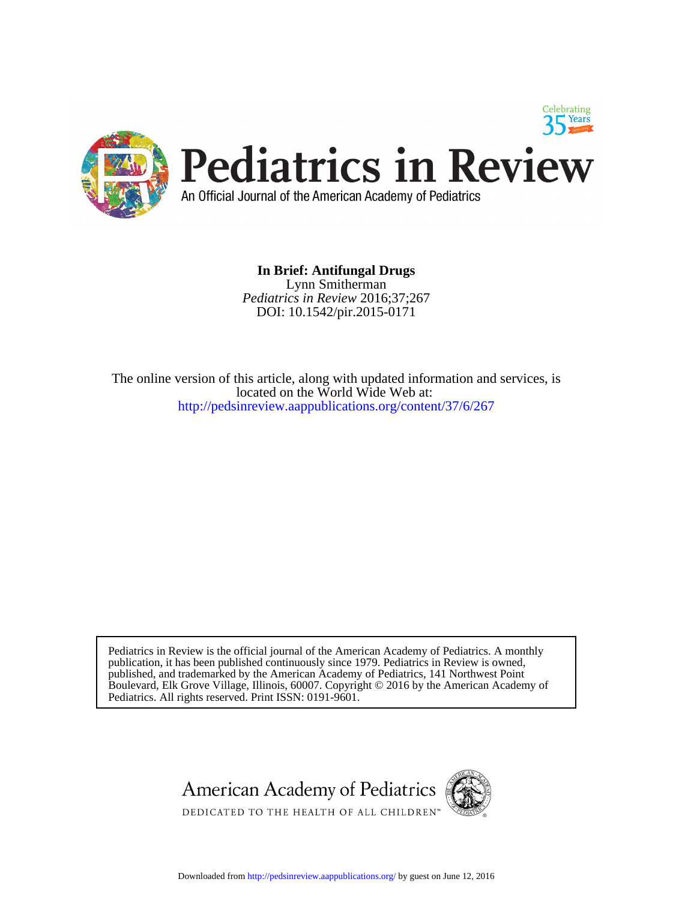# Pediatrics in Review

An Official Journal of the American Academy of Pediatrics

**In Brief: Antifungal Drugs**
Lynn Smitherman
*Pediatrics in Review* 2016;37;267
DOI: 10.1542/pir.2015-0171

The online version of this article, along with updated information and services, is located on the World Wide Web at:
http://pedsinreview.aappublications.org/content/37/6/267

Pediatrics in Review is the official journal of the American Academy of Pediatrics. A monthly publication, it has been published continuously since 1979. Pediatrics in Review is owned, published, and trademarked by the American Academy of Pediatrics, 141 Northwest Point Boulevard, Elk Grove Village, Illinois, 60007. Copyright © 2016 by the American Academy of Pediatrics. All rights reserved. Print ISSN: 0191-9601.

American Academy of Pediatrics
DEDICATED TO THE HEALTH OF ALL CHILDREN™

Downloaded from http://pedsinreview.aappublications.org/ by guest on June 12, 2016